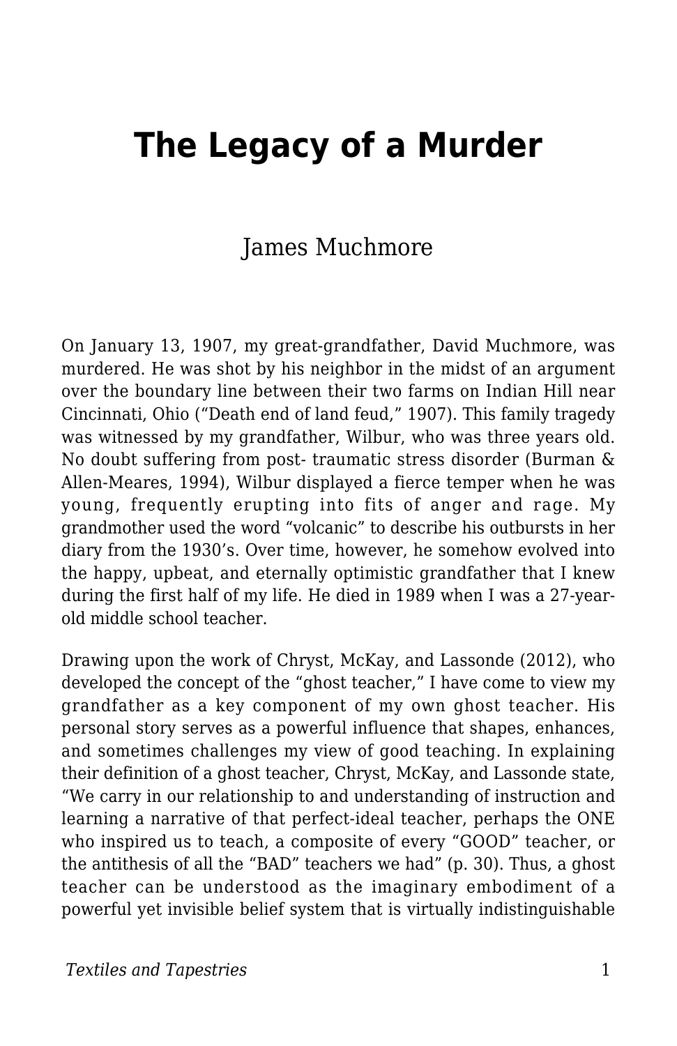# The Legacy of a Murder

James Muchmore

On January 13, 1907, my great-grandfather, David Muchmore, was murdered. He was shot by his neighbor in the midst of an argument over the boundary line between their two farms on Indian Hill near Cincinnati, Ohio ("Death end of land feud," 1907). This family tragedy was witnessed by my grandfather, Wilbur, who was three years old. No doubt suffering from post- traumatic stress disorder (Burman & Allen-Meares, 1994), Wilbur displayed a fierce temper when he was young, frequently erupting into fits of anger and rage. My grandmother used the word "volcanic" to describe his outbursts in her diary from the 1930's. Over time, however, he somehow evolved into the happy, upbeat, and eternally optimistic grandfather that I knew during the first half of my life. He died in 1989 when I was a 27-year-old middle school teacher.

Drawing upon the work of Chryst, McKay, and Lassonde (2012), who developed the concept of the "ghost teacher," I have come to view my grandfather as a key component of my own ghost teacher. His personal story serves as a powerful influence that shapes, enhances, and sometimes challenges my view of good teaching. In explaining their definition of a ghost teacher, Chryst, McKay, and Lassonde state, "We carry in our relationship to and understanding of instruction and learning a narrative of that perfect-ideal teacher, perhaps the ONE who inspired us to teach, a composite of every "GOOD" teacher, or the antithesis of all the "BAD" teachers we had" (p. 30). Thus, a ghost teacher can be understood as the imaginary embodiment of a powerful yet invisible belief system that is virtually indistinguishable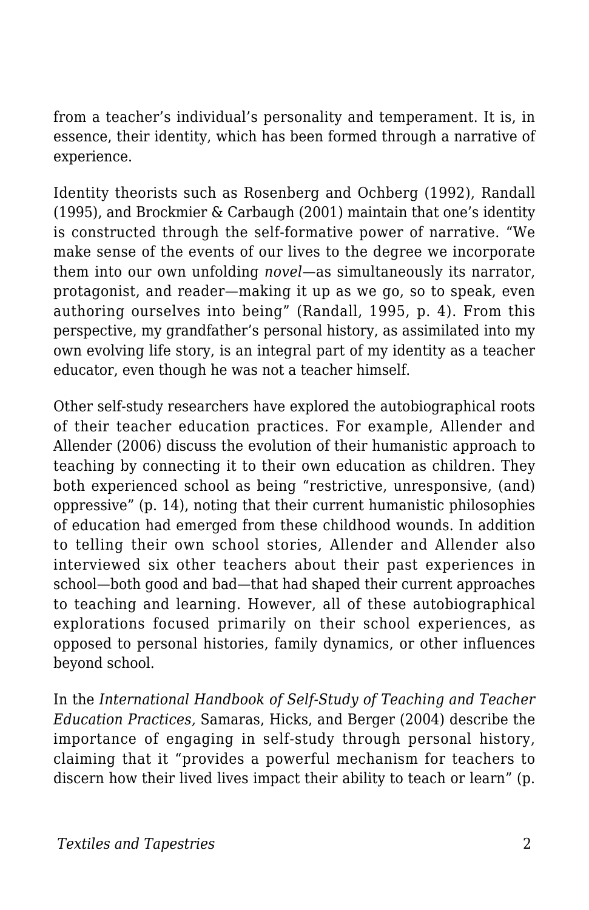from a teacher's individual's personality and temperament. It is, in essence, their identity, which has been formed through a narrative of experience.

Identity theorists such as Rosenberg and Ochberg (1992), Randall (1995), and Brockmier & Carbaugh (2001) maintain that one's identity is constructed through the self-formative power of narrative. "We make sense of the events of our lives to the degree we incorporate them into our own unfolding *novel*—as simultaneously its narrator, protagonist, and reader—making it up as we go, so to speak, even authoring ourselves into being" (Randall, 1995, p. 4). From this perspective, my grandfather's personal history, as assimilated into my own evolving life story, is an integral part of my identity as a teacher educator, even though he was not a teacher himself.

Other self-study researchers have explored the autobiographical roots of their teacher education practices. For example, Allender and Allender (2006) discuss the evolution of their humanistic approach to teaching by connecting it to their own education as children. They both experienced school as being "restrictive, unresponsive, (and) oppressive" (p. 14), noting that their current humanistic philosophies of education had emerged from these childhood wounds. In addition to telling their own school stories, Allender and Allender also interviewed six other teachers about their past experiences in school—both good and bad—that had shaped their current approaches to teaching and learning. However, all of these autobiographical explorations focused primarily on their school experiences, as opposed to personal histories, family dynamics, or other influences beyond school.

In the *International Handbook of Self-Study of Teaching and Teacher Education Practices,* Samaras, Hicks, and Berger (2004) describe the importance of engaging in self-study through personal history, claiming that it "provides a powerful mechanism for teachers to discern how their lived lives impact their ability to teach or learn" (p.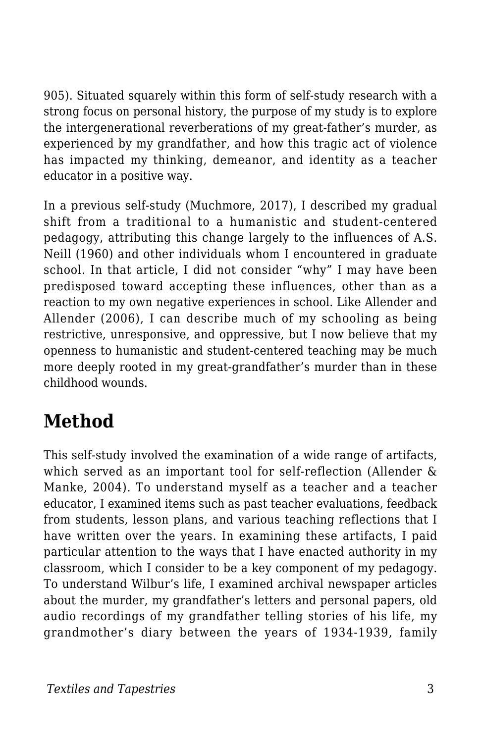905). Situated squarely within this form of self-study research with a strong focus on personal history, the purpose of my study is to explore the intergenerational reverberations of my great-father's murder, as experienced by my grandfather, and how this tragic act of violence has impacted my thinking, demeanor, and identity as a teacher educator in a positive way.

In a previous self-study (Muchmore, 2017), I described my gradual shift from a traditional to a humanistic and student-centered pedagogy, attributing this change largely to the influences of A.S. Neill (1960) and other individuals whom I encountered in graduate school. In that article, I did not consider "why" I may have been predisposed toward accepting these influences, other than as a reaction to my own negative experiences in school. Like Allender and Allender (2006), I can describe much of my schooling as being restrictive, unresponsive, and oppressive, but I now believe that my openness to humanistic and student-centered teaching may be much more deeply rooted in my great-grandfather's murder than in these childhood wounds.

## Method

This self-study involved the examination of a wide range of artifacts, which served as an important tool for self-reflection (Allender & Manke, 2004). To understand myself as a teacher and a teacher educator, I examined items such as past teacher evaluations, feedback from students, lesson plans, and various teaching reflections that I have written over the years. In examining these artifacts, I paid particular attention to the ways that I have enacted authority in my classroom, which I consider to be a key component of my pedagogy. To understand Wilbur's life, I examined archival newspaper articles about the murder, my grandfather's letters and personal papers, old audio recordings of my grandfather telling stories of his life, my grandmother's diary between the years of 1934-1939, family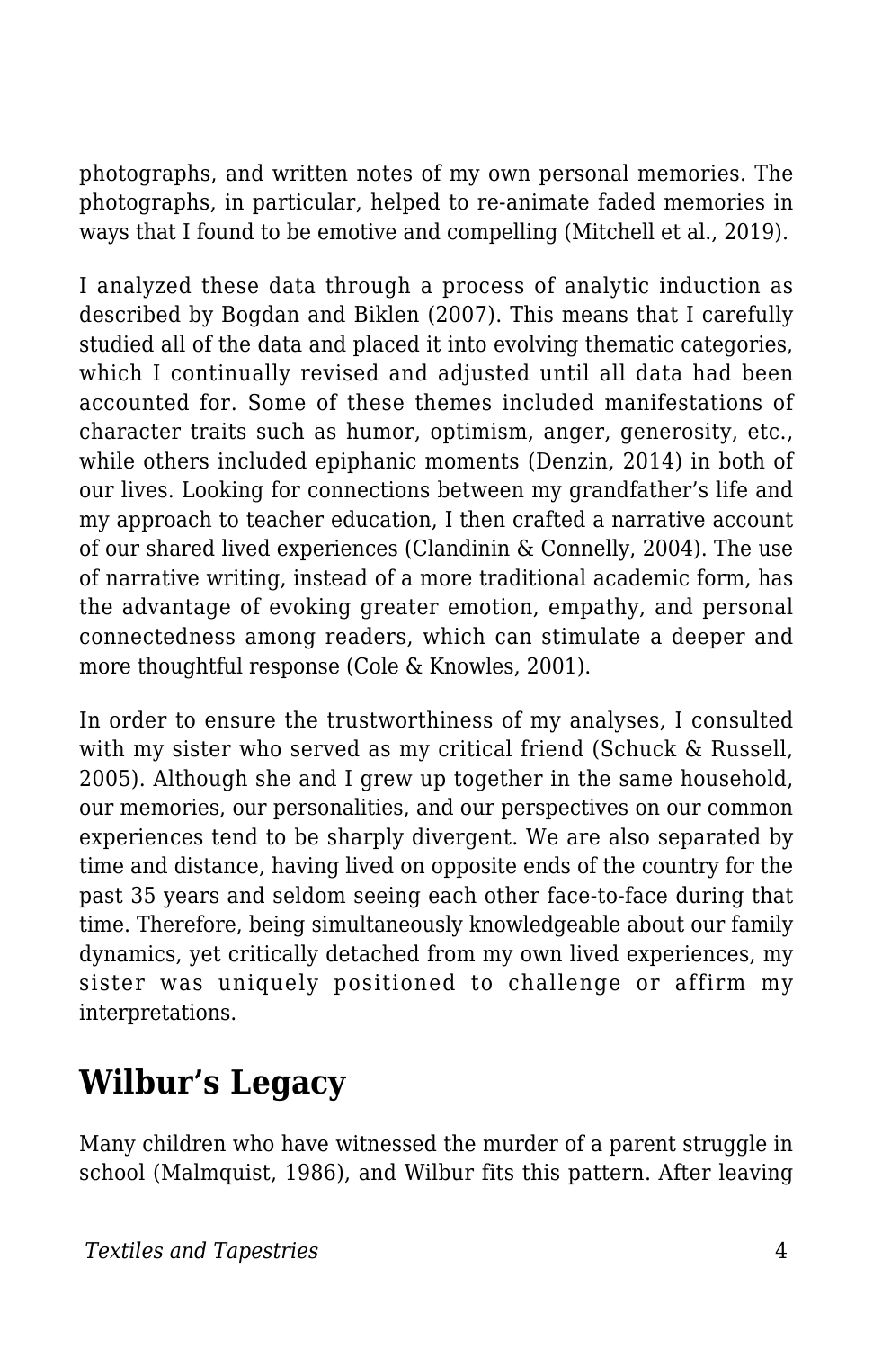photographs, and written notes of my own personal memories. The photographs, in particular, helped to re-animate faded memories in ways that I found to be emotive and compelling (Mitchell et al., 2019).

I analyzed these data through a process of analytic induction as described by Bogdan and Biklen (2007). This means that I carefully studied all of the data and placed it into evolving thematic categories, which I continually revised and adjusted until all data had been accounted for. Some of these themes included manifestations of character traits such as humor, optimism, anger, generosity, etc., while others included epiphanic moments (Denzin, 2014) in both of our lives. Looking for connections between my grandfather's life and my approach to teacher education, I then crafted a narrative account of our shared lived experiences (Clandinin & Connelly, 2004). The use of narrative writing, instead of a more traditional academic form, has the advantage of evoking greater emotion, empathy, and personal connectedness among readers, which can stimulate a deeper and more thoughtful response (Cole & Knowles, 2001).

In order to ensure the trustworthiness of my analyses, I consulted with my sister who served as my critical friend (Schuck & Russell, 2005). Although she and I grew up together in the same household, our memories, our personalities, and our perspectives on our common experiences tend to be sharply divergent. We are also separated by time and distance, having lived on opposite ends of the country for the past 35 years and seldom seeing each other face-to-face during that time. Therefore, being simultaneously knowledgeable about our family dynamics, yet critically detached from my own lived experiences, my sister was uniquely positioned to challenge or affirm my interpretations.

## Wilbur's Legacy

Many children who have witnessed the murder of a parent struggle in school (Malmquist, 1986), and Wilbur fits this pattern. After leaving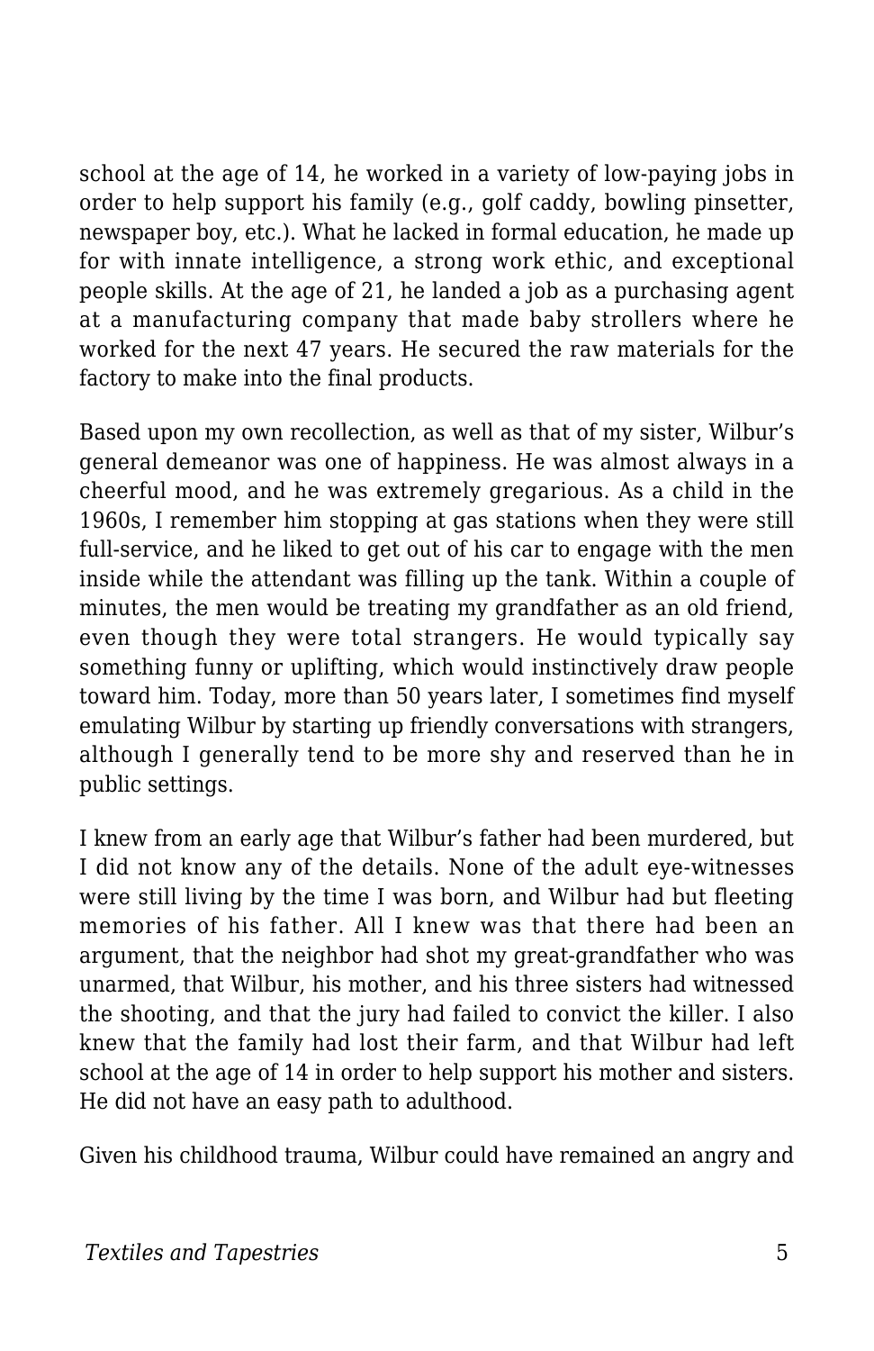school at the age of 14, he worked in a variety of low-paying jobs in order to help support his family (e.g., golf caddy, bowling pinsetter, newspaper boy, etc.). What he lacked in formal education, he made up for with innate intelligence, a strong work ethic, and exceptional people skills. At the age of 21, he landed a job as a purchasing agent at a manufacturing company that made baby strollers where he worked for the next 47 years. He secured the raw materials for the factory to make into the final products.

Based upon my own recollection, as well as that of my sister, Wilbur's general demeanor was one of happiness. He was almost always in a cheerful mood, and he was extremely gregarious. As a child in the 1960s, I remember him stopping at gas stations when they were still full-service, and he liked to get out of his car to engage with the men inside while the attendant was filling up the tank. Within a couple of minutes, the men would be treating my grandfather as an old friend, even though they were total strangers. He would typically say something funny or uplifting, which would instinctively draw people toward him. Today, more than 50 years later, I sometimes find myself emulating Wilbur by starting up friendly conversations with strangers, although I generally tend to be more shy and reserved than he in public settings.

I knew from an early age that Wilbur's father had been murdered, but I did not know any of the details. None of the adult eye-witnesses were still living by the time I was born, and Wilbur had but fleeting memories of his father. All I knew was that there had been an argument, that the neighbor had shot my great-grandfather who was unarmed, that Wilbur, his mother, and his three sisters had witnessed the shooting, and that the jury had failed to convict the killer. I also knew that the family had lost their farm, and that Wilbur had left school at the age of 14 in order to help support his mother and sisters. He did not have an easy path to adulthood.

Given his childhood trauma, Wilbur could have remained an angry and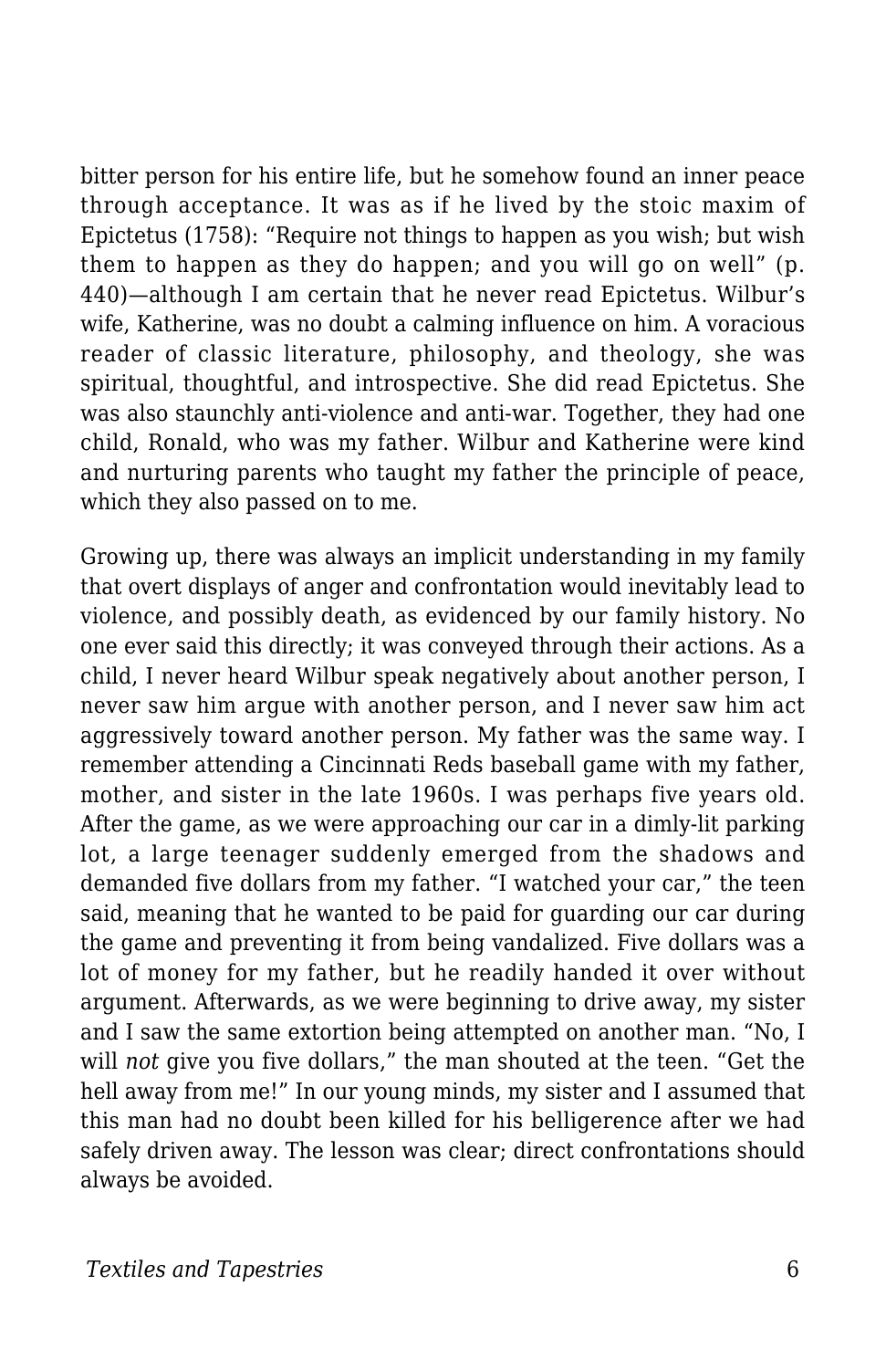bitter person for his entire life, but he somehow found an inner peace through acceptance. It was as if he lived by the stoic maxim of Epictetus (1758): "Require not things to happen as you wish; but wish them to happen as they do happen; and you will go on well" (p. 440)—although I am certain that he never read Epictetus. Wilbur's wife, Katherine, was no doubt a calming influence on him. A voracious reader of classic literature, philosophy, and theology, she was spiritual, thoughtful, and introspective. She did read Epictetus. She was also staunchly anti-violence and anti-war. Together, they had one child, Ronald, who was my father. Wilbur and Katherine were kind and nurturing parents who taught my father the principle of peace, which they also passed on to me.

Growing up, there was always an implicit understanding in my family that overt displays of anger and confrontation would inevitably lead to violence, and possibly death, as evidenced by our family history. No one ever said this directly; it was conveyed through their actions. As a child, I never heard Wilbur speak negatively about another person, I never saw him argue with another person, and I never saw him act aggressively toward another person. My father was the same way. I remember attending a Cincinnati Reds baseball game with my father, mother, and sister in the late 1960s. I was perhaps five years old. After the game, as we were approaching our car in a dimly-lit parking lot, a large teenager suddenly emerged from the shadows and demanded five dollars from my father. "I watched your car," the teen said, meaning that he wanted to be paid for guarding our car during the game and preventing it from being vandalized. Five dollars was a lot of money for my father, but he readily handed it over without argument. Afterwards, as we were beginning to drive away, my sister and I saw the same extortion being attempted on another man. "No, I will *not* give you five dollars," the man shouted at the teen. "Get the hell away from me!" In our young minds, my sister and I assumed that this man had no doubt been killed for his belligerence after we had safely driven away. The lesson was clear; direct confrontations should always be avoided.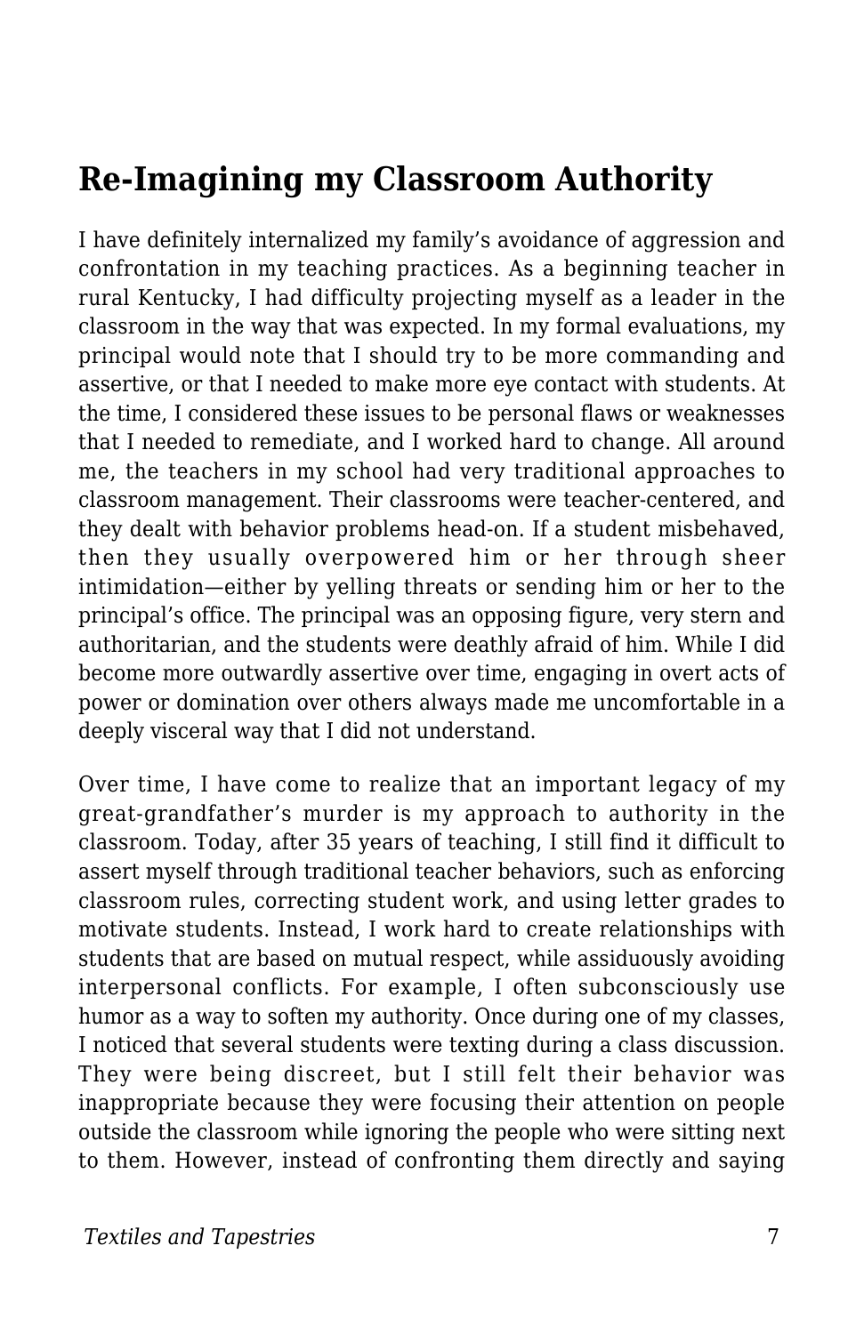## Re-Imagining my Classroom Authority

I have definitely internalized my family's avoidance of aggression and confrontation in my teaching practices. As a beginning teacher in rural Kentucky, I had difficulty projecting myself as a leader in the classroom in the way that was expected. In my formal evaluations, my principal would note that I should try to be more commanding and assertive, or that I needed to make more eye contact with students. At the time, I considered these issues to be personal flaws or weaknesses that I needed to remediate, and I worked hard to change. All around me, the teachers in my school had very traditional approaches to classroom management. Their classrooms were teacher-centered, and they dealt with behavior problems head-on. If a student misbehaved, then they usually overpowered him or her through sheer intimidation—either by yelling threats or sending him or her to the principal's office. The principal was an opposing figure, very stern and authoritarian, and the students were deathly afraid of him. While I did become more outwardly assertive over time, engaging in overt acts of power or domination over others always made me uncomfortable in a deeply visceral way that I did not understand.

Over time, I have come to realize that an important legacy of my great-grandfather's murder is my approach to authority in the classroom. Today, after 35 years of teaching, I still find it difficult to assert myself through traditional teacher behaviors, such as enforcing classroom rules, correcting student work, and using letter grades to motivate students. Instead, I work hard to create relationships with students that are based on mutual respect, while assiduously avoiding interpersonal conflicts. For example, I often subconsciously use humor as a way to soften my authority. Once during one of my classes, I noticed that several students were texting during a class discussion. They were being discreet, but I still felt their behavior was inappropriate because they were focusing their attention on people outside the classroom while ignoring the people who were sitting next to them. However, instead of confronting them directly and saying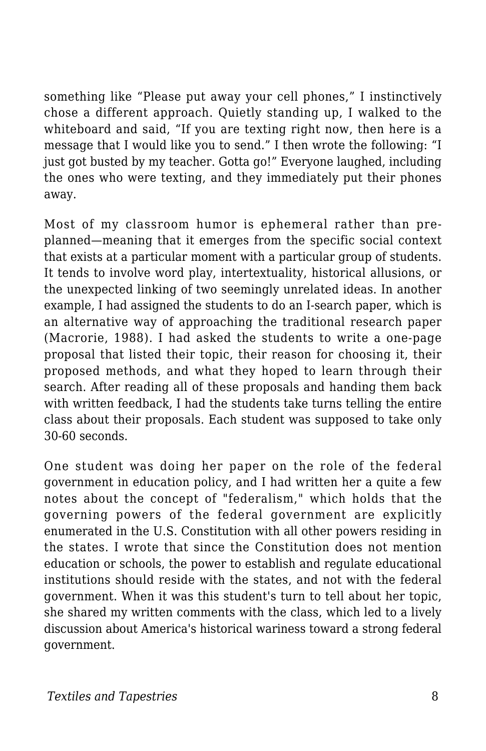something like “Please put away your cell phones,” I instinctively chose a different approach. Quietly standing up, I walked to the whiteboard and said, “If you are texting right now, then here is a message that I would like you to send.” I then wrote the following: “I just got busted by my teacher. Gotta go!” Everyone laughed, including the ones who were texting, and they immediately put their phones away.

Most of my classroom humor is ephemeral rather than pre-planned—meaning that it emerges from the specific social context that exists at a particular moment with a particular group of students. It tends to involve word play, intertextuality, historical allusions, or the unexpected linking of two seemingly unrelated ideas. In another example, I had assigned the students to do an I-search paper, which is an alternative way of approaching the traditional research paper (Macrorie, 1988). I had asked the students to write a one-page proposal that listed their topic, their reason for choosing it, their proposed methods, and what they hoped to learn through their search. After reading all of these proposals and handing them back with written feedback, I had the students take turns telling the entire class about their proposals. Each student was supposed to take only 30-60 seconds.

One student was doing her paper on the role of the federal government in education policy, and I had written her a quite a few notes about the concept of "federalism," which holds that the governing powers of the federal government are explicitly enumerated in the U.S. Constitution with all other powers residing in the states. I wrote that since the Constitution does not mention education or schools, the power to establish and regulate educational institutions should reside with the states, and not with the federal government. When it was this student's turn to tell about her topic, she shared my written comments with the class, which led to a lively discussion about America's historical wariness toward a strong federal government.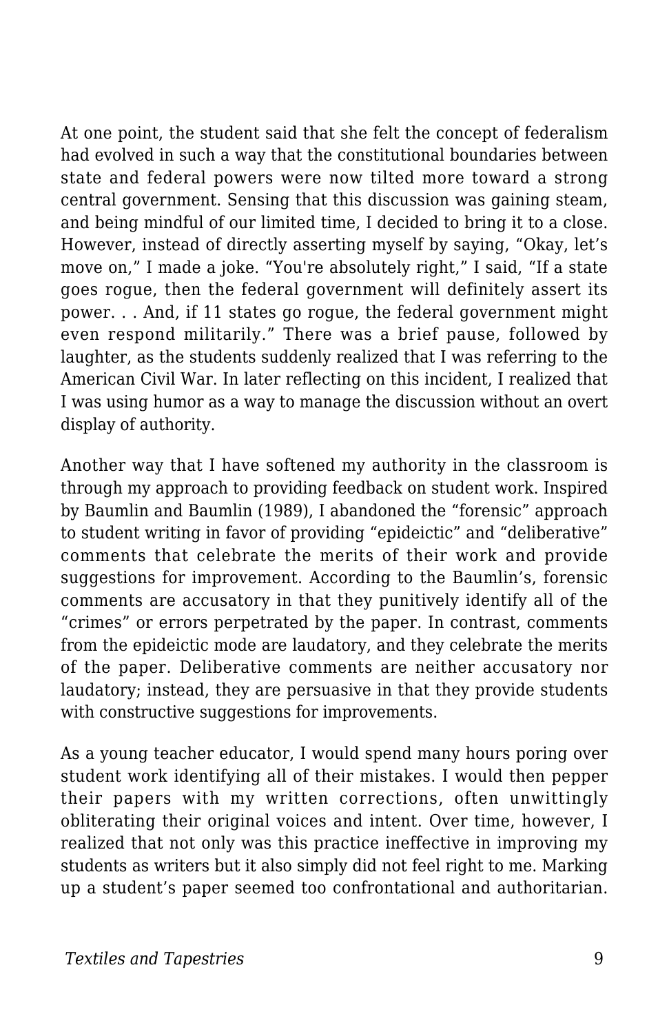At one point, the student said that she felt the concept of federalism had evolved in such a way that the constitutional boundaries between state and federal powers were now tilted more toward a strong central government. Sensing that this discussion was gaining steam, and being mindful of our limited time, I decided to bring it to a close. However, instead of directly asserting myself by saying, “Okay, let’s move on,” I made a joke. “You're absolutely right,” I said, “If a state goes rogue, then the federal government will definitely assert its power. . . And, if 11 states go rogue, the federal government might even respond militarily.” There was a brief pause, followed by laughter, as the students suddenly realized that I was referring to the American Civil War. In later reflecting on this incident, I realized that I was using humor as a way to manage the discussion without an overt display of authority.

Another way that I have softened my authority in the classroom is through my approach to providing feedback on student work. Inspired by Baumlin and Baumlin (1989), I abandoned the “forensic” approach to student writing in favor of providing “epideictic” and “deliberative” comments that celebrate the merits of their work and provide suggestions for improvement. According to the Baumlin’s, forensic comments are accusatory in that they punitively identify all of the “crimes” or errors perpetrated by the paper. In contrast, comments from the epideictic mode are laudatory, and they celebrate the merits of the paper. Deliberative comments are neither accusatory nor laudatory; instead, they are persuasive in that they provide students with constructive suggestions for improvements.

As a young teacher educator, I would spend many hours poring over student work identifying all of their mistakes. I would then pepper their papers with my written corrections, often unwittingly obliterating their original voices and intent. Over time, however, I realized that not only was this practice ineffective in improving my students as writers but it also simply did not feel right to me. Marking up a student’s paper seemed too confrontational and authoritarian.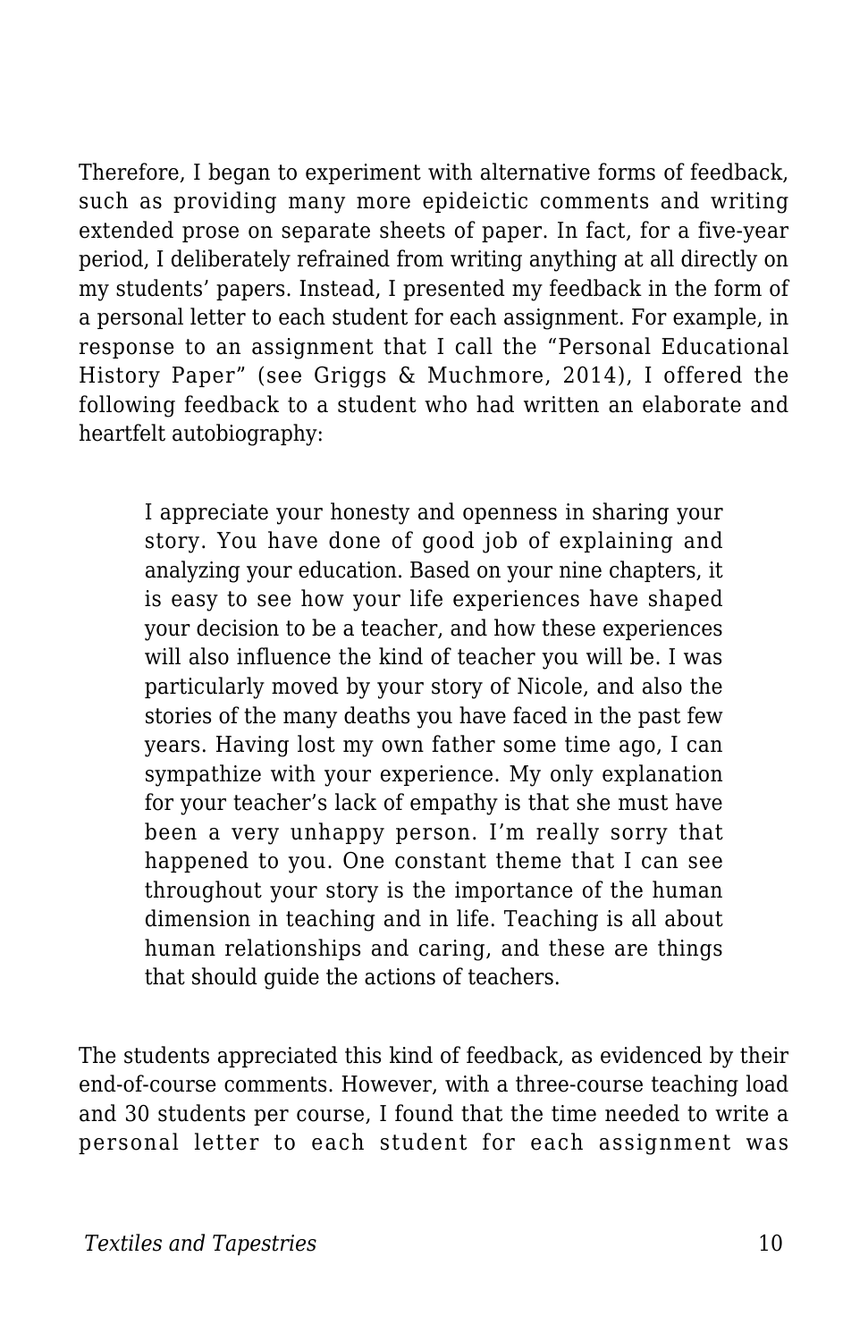Therefore, I began to experiment with alternative forms of feedback, such as providing many more epideictic comments and writing extended prose on separate sheets of paper. In fact, for a five-year period, I deliberately refrained from writing anything at all directly on my students' papers. Instead, I presented my feedback in the form of a personal letter to each student for each assignment. For example, in response to an assignment that I call the "Personal Educational History Paper" (see Griggs & Muchmore, 2014), I offered the following feedback to a student who had written an elaborate and heartfelt autobiography:

> I appreciate your honesty and openness in sharing your story. You have done of good job of explaining and analyzing your education. Based on your nine chapters, it is easy to see how your life experiences have shaped your decision to be a teacher, and how these experiences will also influence the kind of teacher you will be. I was particularly moved by your story of Nicole, and also the stories of the many deaths you have faced in the past few years. Having lost my own father some time ago, I can sympathize with your experience. My only explanation for your teacher's lack of empathy is that she must have been a very unhappy person. I'm really sorry that happened to you. One constant theme that I can see throughout your story is the importance of the human dimension in teaching and in life. Teaching is all about human relationships and caring, and these are things that should guide the actions of teachers.

The students appreciated this kind of feedback, as evidenced by their end-of-course comments. However, with a three-course teaching load and 30 students per course, I found that the time needed to write a personal letter to each student for each assignment was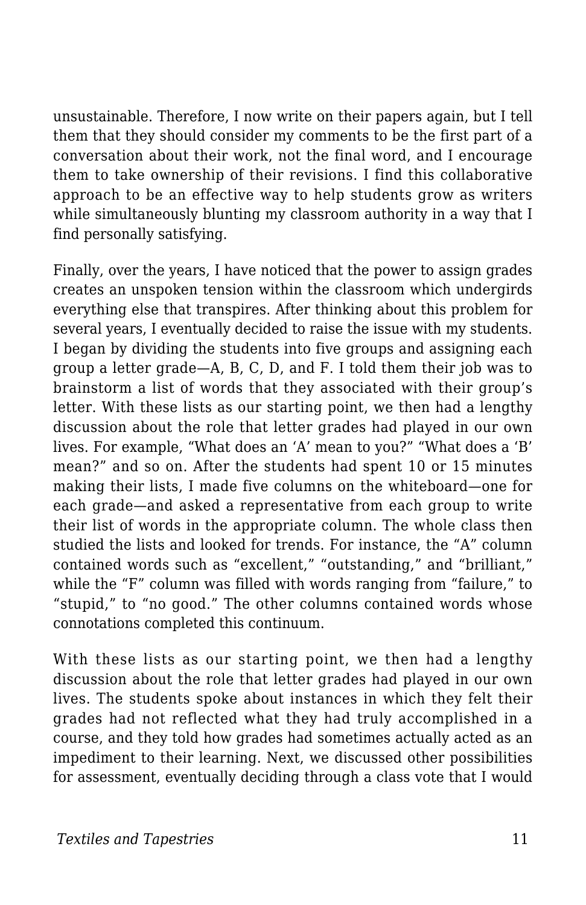unsustainable. Therefore, I now write on their papers again, but I tell them that they should consider my comments to be the first part of a conversation about their work, not the final word, and I encourage them to take ownership of their revisions. I find this collaborative approach to be an effective way to help students grow as writers while simultaneously blunting my classroom authority in a way that I find personally satisfying.

Finally, over the years, I have noticed that the power to assign grades creates an unspoken tension within the classroom which undergirds everything else that transpires. After thinking about this problem for several years, I eventually decided to raise the issue with my students. I began by dividing the students into five groups and assigning each group a letter grade—A, B, C, D, and F. I told them their job was to brainstorm a list of words that they associated with their group's letter. With these lists as our starting point, we then had a lengthy discussion about the role that letter grades had played in our own lives. For example, "What does an 'A' mean to you?" "What does a 'B' mean?" and so on. After the students had spent 10 or 15 minutes making their lists, I made five columns on the whiteboard—one for each grade—and asked a representative from each group to write their list of words in the appropriate column. The whole class then studied the lists and looked for trends. For instance, the "A" column contained words such as "excellent," "outstanding," and "brilliant," while the "F" column was filled with words ranging from "failure," to "stupid," to "no good." The other columns contained words whose connotations completed this continuum.

With these lists as our starting point, we then had a lengthy discussion about the role that letter grades had played in our own lives. The students spoke about instances in which they felt their grades had not reflected what they had truly accomplished in a course, and they told how grades had sometimes actually acted as an impediment to their learning. Next, we discussed other possibilities for assessment, eventually deciding through a class vote that I would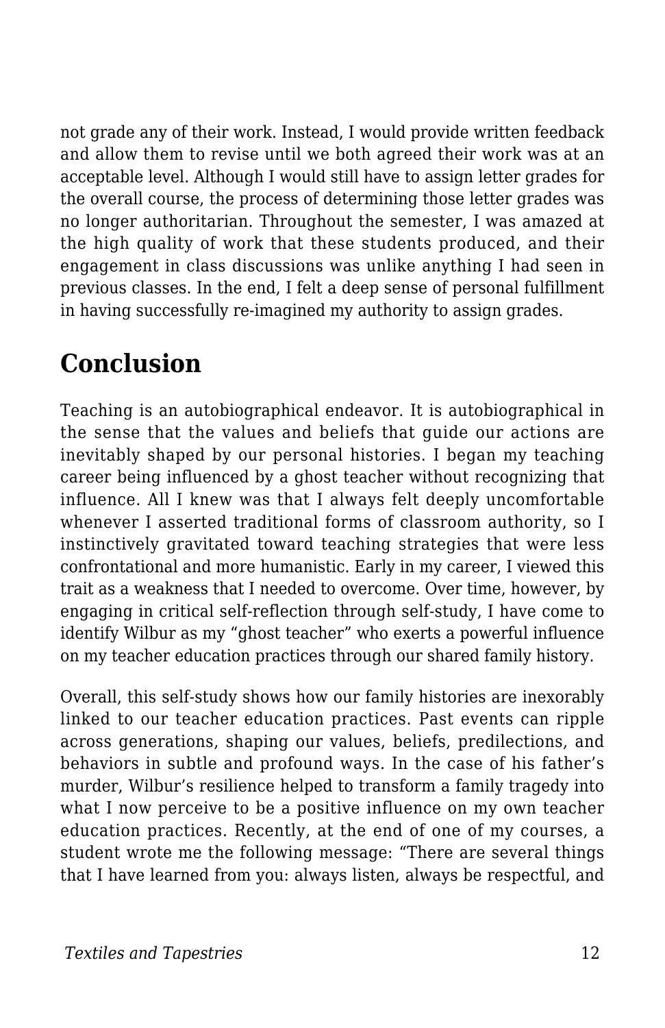not grade any of their work. Instead, I would provide written feedback and allow them to revise until we both agreed their work was at an acceptable level. Although I would still have to assign letter grades for the overall course, the process of determining those letter grades was no longer authoritarian. Throughout the semester, I was amazed at the high quality of work that these students produced, and their engagement in class discussions was unlike anything I had seen in previous classes. In the end, I felt a deep sense of personal fulfillment in having successfully re-imagined my authority to assign grades.

## Conclusion

Teaching is an autobiographical endeavor. It is autobiographical in the sense that the values and beliefs that guide our actions are inevitably shaped by our personal histories. I began my teaching career being influenced by a ghost teacher without recognizing that influence. All I knew was that I always felt deeply uncomfortable whenever I asserted traditional forms of classroom authority, so I instinctively gravitated toward teaching strategies that were less confrontational and more humanistic. Early in my career, I viewed this trait as a weakness that I needed to overcome. Over time, however, by engaging in critical self-reflection through self-study, I have come to identify Wilbur as my "ghost teacher" who exerts a powerful influence on my teacher education practices through our shared family history.

Overall, this self-study shows how our family histories are inexorably linked to our teacher education practices. Past events can ripple across generations, shaping our values, beliefs, predilections, and behaviors in subtle and profound ways. In the case of his father's murder, Wilbur's resilience helped to transform a family tragedy into what I now perceive to be a positive influence on my own teacher education practices. Recently, at the end of one of my courses, a student wrote me the following message: "There are several things that I have learned from you: always listen, always be respectful, and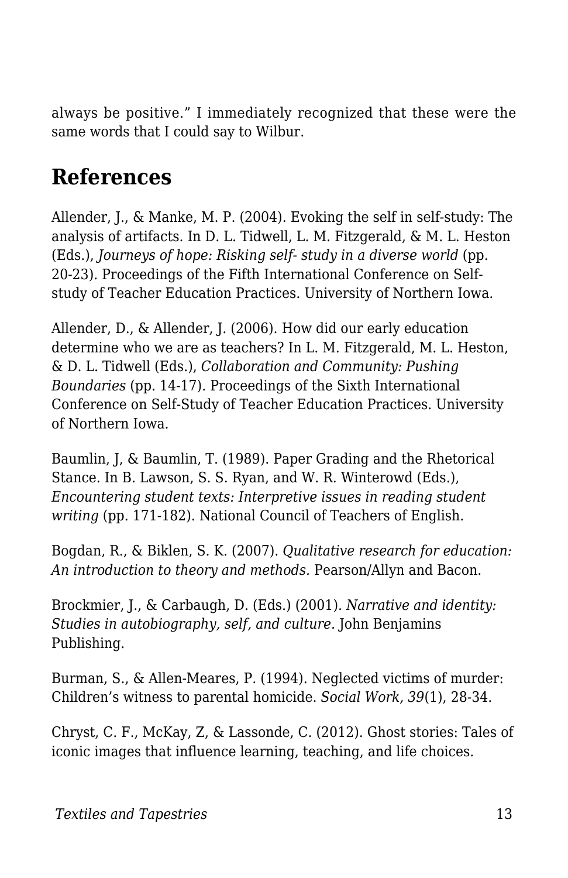always be positive." I immediately recognized that these were the same words that I could say to Wilbur.

## References

Allender, J., & Manke, M. P. (2004). Evoking the self in self-study: The analysis of artifacts. In D. L. Tidwell, L. M. Fitzgerald, & M. L. Heston (Eds.), *Journeys of hope: Risking self- study in a diverse world* (pp. 20-23). Proceedings of the Fifth International Conference on Self-study of Teacher Education Practices. University of Northern Iowa.

Allender, D., & Allender, J. (2006). How did our early education determine who we are as teachers? In L. M. Fitzgerald, M. L. Heston, & D. L. Tidwell (Eds.), *Collaboration and Community: Pushing Boundaries* (pp. 14-17). Proceedings of the Sixth International Conference on Self-Study of Teacher Education Practices. University of Northern Iowa.

Baumlin, J, & Baumlin, T. (1989). Paper Grading and the Rhetorical Stance. In B. Lawson, S. S. Ryan, and W. R. Winterowd (Eds.), *Encountering student texts: Interpretive issues in reading student writing* (pp. 171-182). National Council of Teachers of English.

Bogdan, R., & Biklen, S. K. (2007). *Qualitative research for education: An introduction to theory and methods.* Pearson/Allyn and Bacon.

Brockmier, J., & Carbaugh, D. (Eds.) (2001). *Narrative and identity: Studies in autobiography, self, and culture.* John Benjamins Publishing.

Burman, S., & Allen-Meares, P. (1994). Neglected victims of murder: Children's witness to parental homicide. *Social Work, 39*(1), 28-34.

Chryst, C. F., McKay, Z, & Lassonde, C. (2012). Ghost stories: Tales of iconic images that influence learning, teaching, and life choices.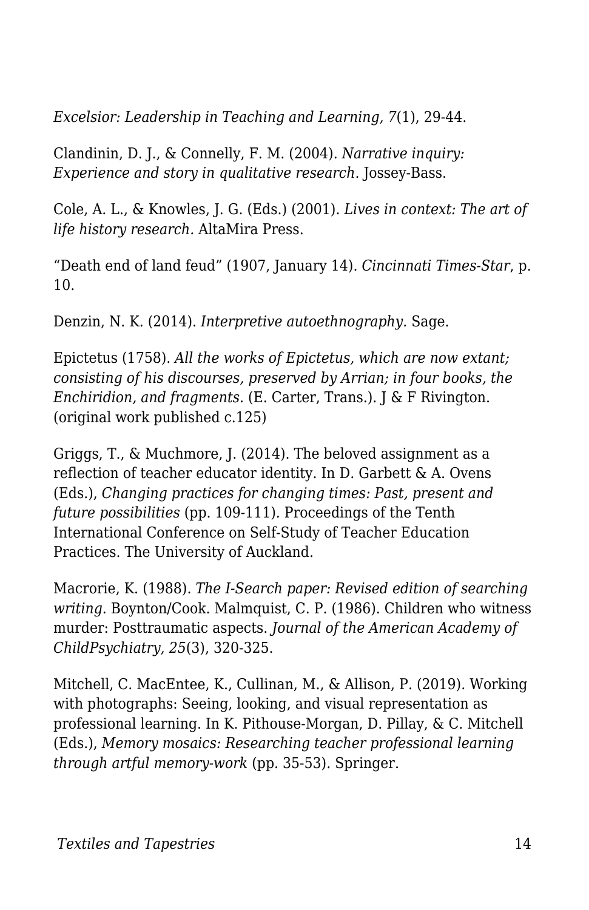*Excelsior: Leadership in Teaching and Learning, 7*(1), 29-44.

Clandinin, D. J., & Connelly, F. M. (2004). *Narrative inquiry: Experience and story in qualitative research*. Jossey-Bass.

Cole, A. L., & Knowles, J. G. (Eds.) (2001). *Lives in context: The art of life history research.* AltaMira Press.

“Death end of land feud” (1907, January 14). *Cincinnati Times-Star*, p. 10.

Denzin, N. K. (2014). *Interpretive autoethnography.* Sage.

Epictetus (1758). *All the works of Epictetus, which are now extant; consisting of his discourses, preserved by Arrian; in four books, the Enchiridion, and fragments.* (E. Carter, Trans.). J & F Rivington. (original work published c.125)

Griggs, T., & Muchmore, J. (2014). The beloved assignment as a reflection of teacher educator identity. In D. Garbett & A. Ovens (Eds.), *Changing practices for changing times: Past, present and future possibilities* (pp. 109-111). Proceedings of the Tenth International Conference on Self-Study of Teacher Education Practices. The University of Auckland.

Macrorie, K. (1988). *The I-Search paper: Revised edition of searching writing.* Boynton/Cook. Malmquist, C. P. (1986). Children who witness murder: Posttraumatic aspects. *Journal of the American Academy of ChildPsychiatry, 25*(3), 320-325.

Mitchell, C. MacEntee, K., Cullinan, M., & Allison, P. (2019). Working with photographs: Seeing, looking, and visual representation as professional learning. In K. Pithouse-Morgan, D. Pillay, & C. Mitchell (Eds.), *Memory mosaics: Researching teacher professional learning through artful memory-work* (pp. 35-53). Springer.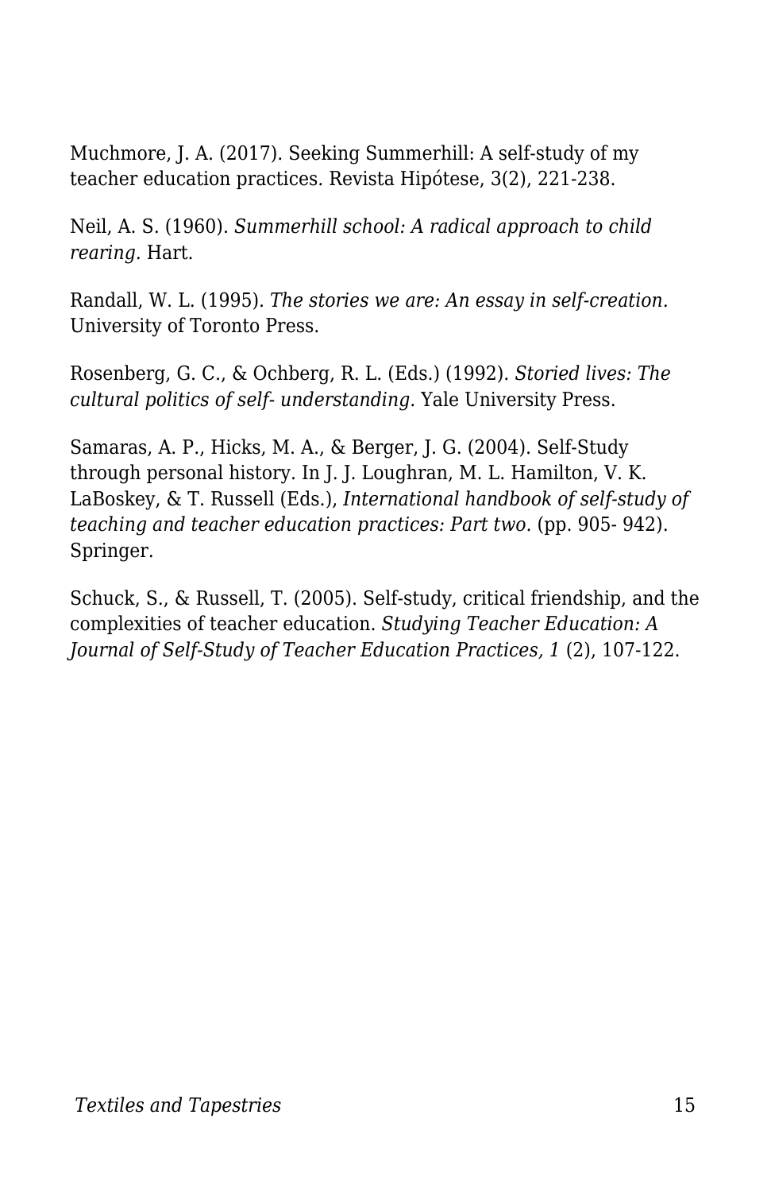Muchmore, J. A. (2017). Seeking Summerhill: A self-study of my teacher education practices. Revista Hipótese, 3(2), 221-238.

Neil, A. S. (1960). *Summerhill school: A radical approach to child rearing.* Hart.

Randall, W. L. (1995). *The stories we are: An essay in self-creation.* University of Toronto Press.

Rosenberg, G. C., & Ochberg, R. L. (Eds.) (1992). *Storied lives: The cultural politics of self- understanding.* Yale University Press.

Samaras, A. P., Hicks, M. A., & Berger, J. G. (2004). Self-Study through personal history. In J. J. Loughran, M. L. Hamilton, V. K. LaBoskey, & T. Russell (Eds.), *International handbook of self-study of teaching and teacher education practices: Part two.* (pp. 905- 942). Springer.

Schuck, S., & Russell, T. (2005). Self-study, critical friendship, and the complexities of teacher education. *Studying Teacher Education: A Journal of Self-Study of Teacher Education Practices, 1* (2), 107-122.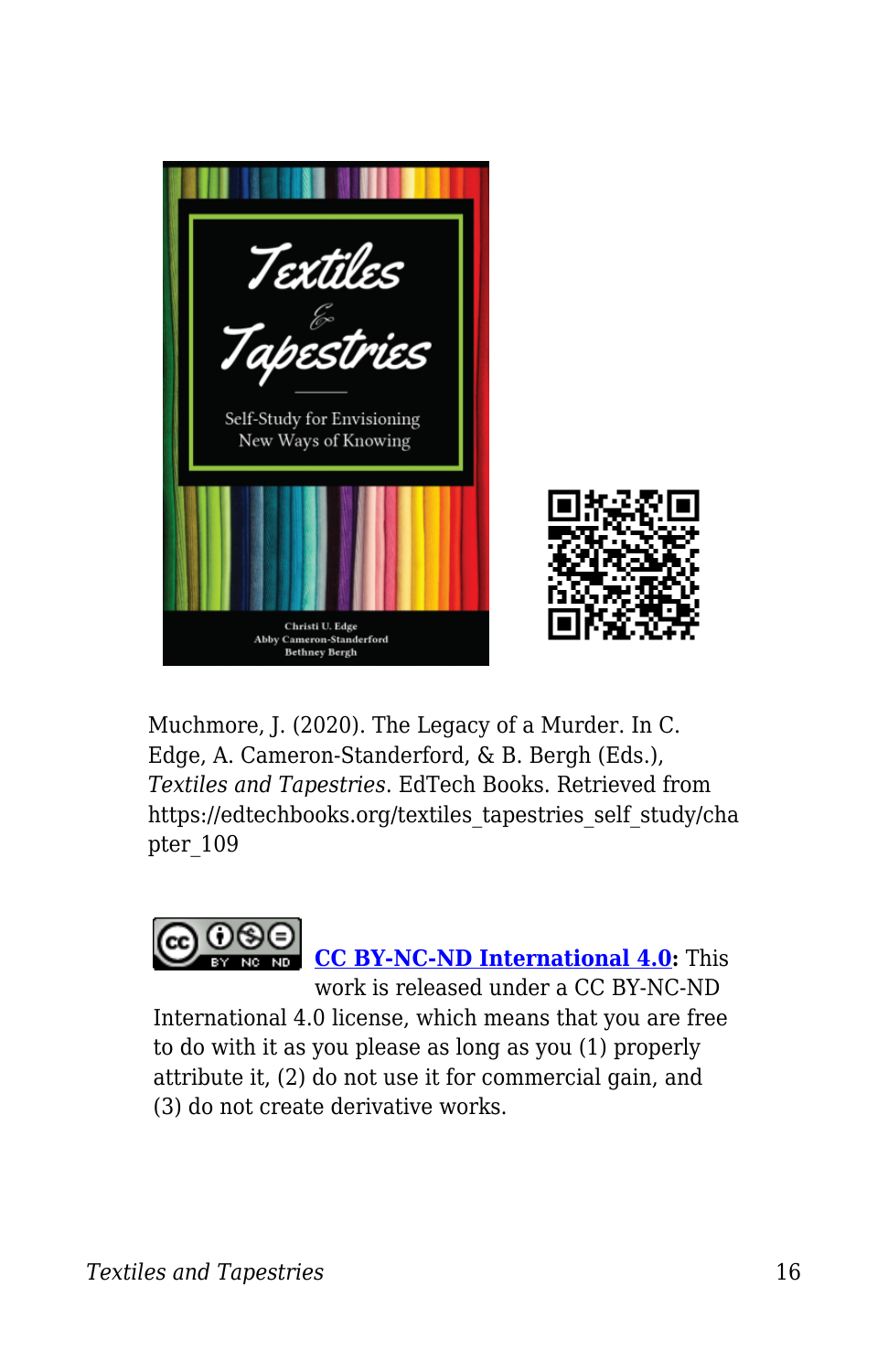Muchmore, J. (2020). The Legacy of a Murder. In C. Edge, A. Cameron-Standerford, & B. Bergh (Eds.), *Textiles and Tapestries*. EdTech Books. Retrieved from https://edtechbooks.org/textiles_tapestries_self_study/chapter_109

**CC BY-NC-ND International 4.0:** This work is released under a CC BY-NC-ND International 4.0 license, which means that you are free to do with it as you please as long as you (1) properly attribute it, (2) do not use it for commercial gain, and (3) do not create derivative works.